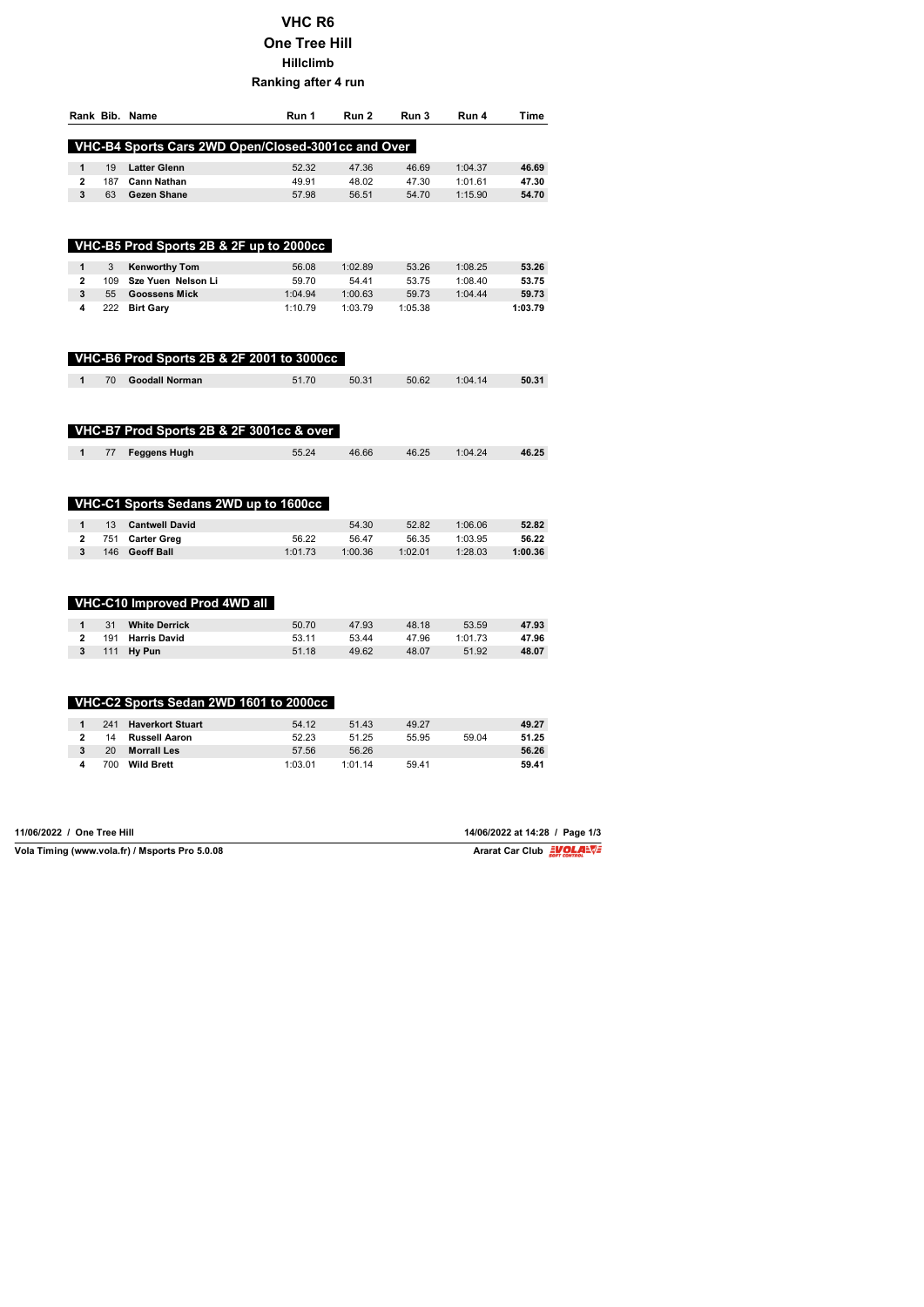# VHC R6

## One Tree Hill

### Hillclimb

### Ranking after 4 run

### VHC-B4 Sports Cars 2WD Open/Closed-3001cc and Over

| Rank | Bib. | Name | Run 1 | Run 2 | Run 3 | Run 4 | Time |
|---|---|---|---|---|---|---|---|
| 1 | 19 | **Latter Glenn** | 52.32 | 47.36 | 46.69 | 1:04.37 | **46.69** |
| 2 | 187 | **Cann Nathan** | 49.91 | 48.02 | 47.30 | 1:01.61 | **47.30** |
| 3 | 63 | **Gezen Shane** | 57.98 | 56.51 | 54.70 | 1:15.90 | **54.70** |

### VHC-B5 Prod Sports 2B & 2F up to 2000cc

| Rank | Bib. | Name | Run 1 | Run 2 | Run 3 | Run 4 | Time |
|---|---|---|---|---|---|---|---|
| 1 | 3 | **Kenworthy Tom** | 56.08 | 1:02.89 | 53.26 | 1:08.25 | **53.26** |
| 2 | 109 | **Sze Yuen Nelson Li** | 59.70 | 54.41 | 53.75 | 1:08.40 | **53.75** |
| 3 | 55 | **Goossens Mick** | 1:04.94 | 1:00.63 | 59.73 | 1:04.44 | **59.73** |
| 4 | 222 | **Birt Gary** | 1:10.79 | 1:03.79 | 1:05.38 | | **1:03.79** |

### VHC-B6 Prod Sports 2B & 2F 2001 to 3000cc

| Rank | Bib. | Name | Run 1 | Run 2 | Run 3 | Run 4 | Time |
|---|---|---|---|---|---|---|---|
| 1 | 70 | **Goodall Norman** | 51.70 | 50.31 | 50.62 | 1:04.14 | **50.31** |

### VHC-B7 Prod Sports 2B & 2F 3001cc & over

| Rank | Bib. | Name | Run 1 | Run 2 | Run 3 | Run 4 | Time |
|---|---|---|---|---|---|---|---|
| 1 | 77 | **Feggens Hugh** | 55.24 | 46.66 | 46.25 | 1:04.24 | **46.25** |

### VHC-C1 Sports Sedans 2WD up to 1600cc

| Rank | Bib. | Name | Run 1 | Run 2 | Run 3 | Run 4 | Time |
|---|---|---|---|---|---|---|---|
| 1 | 13 | **Cantwell David** | | 54.30 | 52.82 | 1:06.06 | **52.82** |
| 2 | 751 | **Carter Greg** | 56.22 | 56.47 | 56.35 | 1:03.95 | **56.22** |
| 3 | 146 | **Geoff Ball** | 1:01.73 | 1:00.36 | 1:02.01 | 1:28.03 | **1:00.36** |

### VHC-C10 Improved Prod 4WD all

| Rank | Bib. | Name | Run 1 | Run 2 | Run 3 | Run 4 | Time |
|---|---|---|---|---|---|---|---|
| 1 | 31 | **White Derrick** | 50.70 | 47.93 | 48.18 | 53.59 | **47.93** |
| 2 | 191 | **Harris David** | 53.11 | 53.44 | 47.96 | 1:01.73 | **47.96** |
| 3 | 111 | **Hy Pun** | 51.18 | 49.62 | 48.07 | 51.92 | **48.07** |

### VHC-C2 Sports Sedan 2WD 1601 to 2000cc

| Rank | Bib. | Name | Run 1 | Run 2 | Run 3 | Run 4 | Time |
|---|---|---|---|---|---|---|---|
| 1 | 241 | **Haverkort Stuart** | 54.12 | 51.43 | 49.27 | | **49.27** |
| 2 | 14 | **Russell Aaron** | 52.23 | 51.25 | 55.95 | 59.04 | **51.25** |
| 3 | 20 | **Morrall Les** | 57.56 | 56.26 | | | **56.26** |
| 4 | 700 | **Wild Brett** | 1:03.01 | 1:01.14 | 59.41 | | **59.41** |

**11/06/2022 / One Tree Hill** **14/06/2022 at 14:28**

**Vola Timing (www.vola.fr) / Msports Pro 5.0.08** **Ararat Car Club**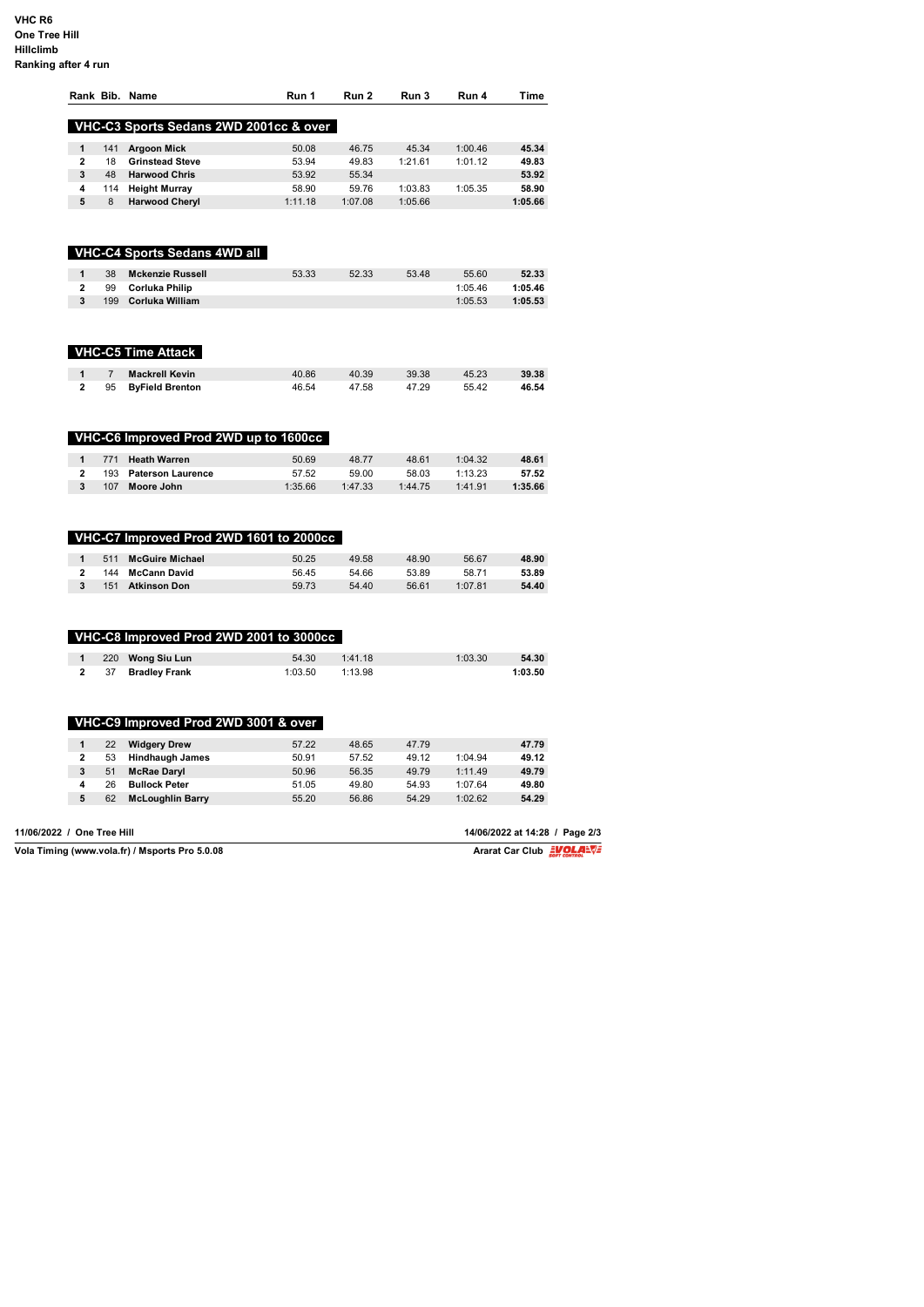**VHC R6**
**One Tree Hill**
**Hillclimb**
**Ranking after 4 run**

| Rank | Bib. | Name | Run 1 | Run 2 | Run 3 | Run 4 | Time |
|---|---|---|---|---|---|---|---|
| **VHC-C3 Sports Sedans 2WD 2001cc & over** | | | | | | | |
| **1** | 141 | **Argoon Mick** | 50.08 | 46.75 | 45.34 | 1:00.46 | **45.34** |
| **2** | 18 | **Grinstead Steve** | 53.94 | 49.83 | 1:21.61 | 1:01.12 | **49.83** |
| **3** | 48 | **Harwood Chris** | 53.92 | 55.34 | | | **53.92** |
| **4** | 114 | **Height Murray** | 58.90 | 59.76 | 1:03.83 | 1:05.35 | **58.90** |
| **5** | 8 | **Harwood Cheryl** | 1:11.18 | 1:07.08 | 1:05.66 | | **1:05.66** |
| **VHC-C4 Sports Sedans 4WD all** | | | | | | | |
| **1** | 38 | **Mckenzie Russell** | 53.33 | 52.33 | 53.48 | 55.60 | **52.33** |
| **2** | 99 | **Corluka Philip** | | | | 1:05.46 | **1:05.46** |
| **3** | 199 | **Corluka William** | | | | 1:05.53 | **1:05.53** |
| **VHC-C5 Time Attack** | | | | | | | |
| **1** | 7 | **Mackrell Kevin** | 40.86 | 40.39 | 39.38 | 45.23 | **39.38** |
| **2** | 95 | **ByField Brenton** | 46.54 | 47.58 | 47.29 | 55.42 | **46.54** |
| **VHC-C6 Improved Prod 2WD up to 1600cc** | | | | | | | |
| **1** | 771 | **Heath Warren** | 50.69 | 48.77 | 48.61 | 1:04.32 | **48.61** |
| **2** | 193 | **Paterson Laurence** | 57.52 | 59.00 | 58.03 | 1:13.23 | **57.52** |
| **3** | 107 | **Moore John** | 1:35.66 | 1:47.33 | 1:44.75 | 1:41.91 | **1:35.66** |
| **VHC-C7 Improved Prod 2WD 1601 to 2000cc** | | | | | | | |
| **1** | 511 | **McGuire Michael** | 50.25 | 49.58 | 48.90 | 56.67 | **48.90** |
| **2** | 144 | **McCann David** | 56.45 | 54.66 | 53.89 | 58.71 | **53.89** |
| **3** | 151 | **Atkinson Don** | 59.73 | 54.40 | 56.61 | 1:07.81 | **54.40** |
| **VHC-C8 Improved Prod 2WD 2001 to 3000cc** | | | | | | | |
| **1** | 220 | **Wong Siu Lun** | 54.30 | 1:41.18 | | 1:03.30 | **54.30** |
| **2** | 37 | **Bradley Frank** | 1:03.50 | 1:13.98 | | | **1:03.50** |
| **VHC-C9 Improved Prod 2WD 3001 & over** | | | | | | | |
| **1** | 22 | **Widgery Drew** | 57.22 | 48.65 | 47.79 | | **47.79** |
| **2** | 53 | **Hindhaugh James** | 50.91 | 57.52 | 49.12 | 1:04.94 | **49.12** |
| **3** | 51 | **McRae Daryl** | 50.96 | 56.35 | 49.79 | 1:11.49 | **49.79** |
| **4** | 26 | **Bullock Peter** | 51.05 | 49.80 | 54.93 | 1:07.64 | **49.80** |
| **5** | 62 | **McLoughlin Barry** | 55.20 | 56.86 | 54.29 | 1:02.62 | **54.29** |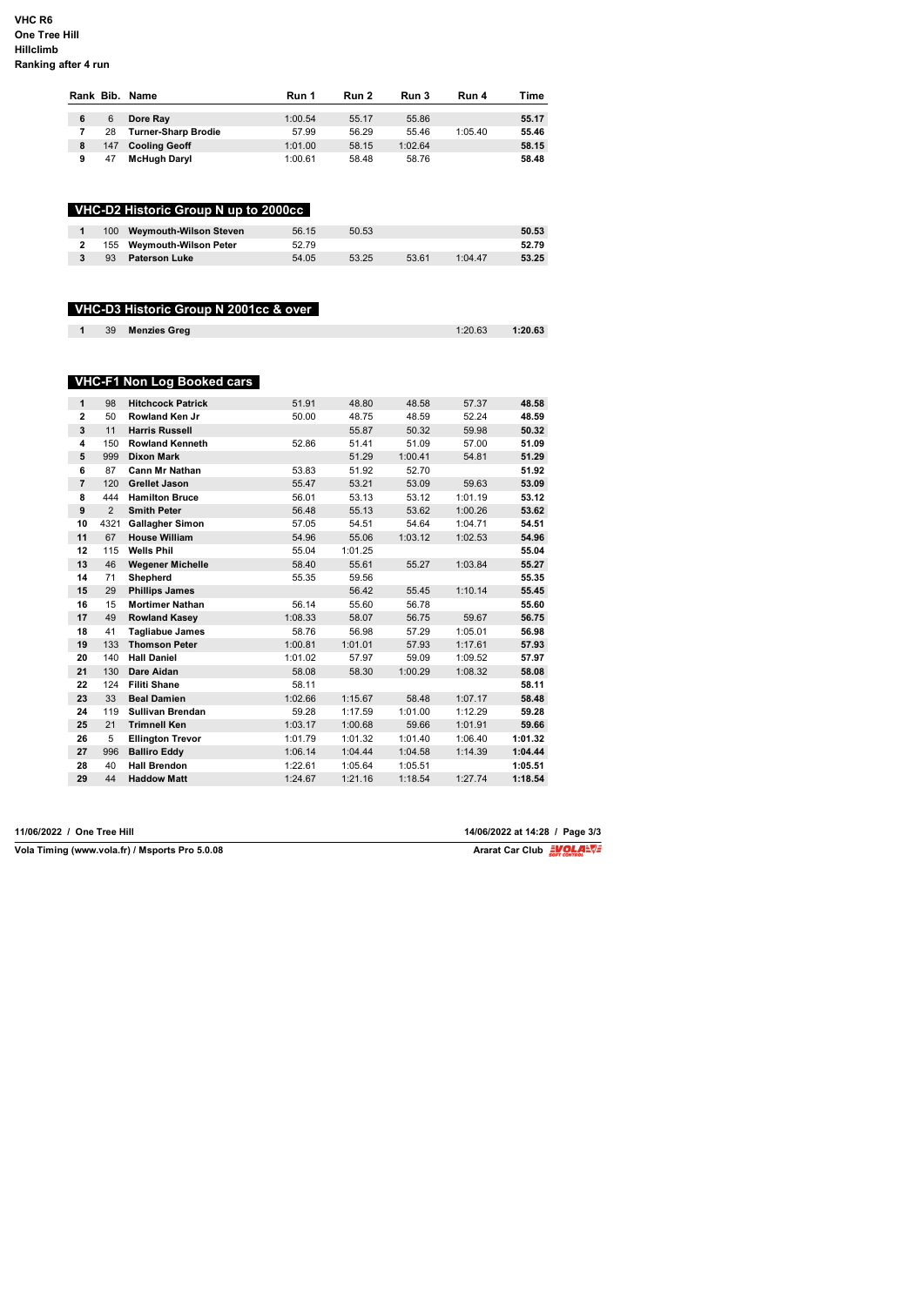**VHC R6**
**One Tree Hill**
**Hillclimb**
**Ranking after 4 run**

| Rank | Bib. | Name | Run 1 | Run 2 | Run 3 | Run 4 | Time |
|---|---|---|---|---|---|---|---|
| 6 | 6 | Dore Ray | 1:00.54 | 55.17 | 55.86 | | 55.17 |
| 7 | 28 | Turner-Sharp Brodie | 57.99 | 56.29 | 55.46 | 1:05.40 | 55.46 |
| 8 | 147 | Cooling Geoff | 1:01.00 | 58.15 | 1:02.64 | | 58.15 |
| 9 | 47 | McHugh Daryl | 1:00.61 | 58.48 | 58.76 | | 58.48 |

## VHC-D2 Historic Group N up to 2000cc

| Rank | Bib. | Name | Run 1 | Run 2 | Run 3 | Run 4 | Time |
|---|---|---|---|---|---|---|---|
| 1 | 100 | Weymouth-Wilson Steven | 56.15 | 50.53 | | | 50.53 |
| 2 | 155 | Weymouth-Wilson Peter | 52.79 | | | | 52.79 |
| 3 | 93 | Paterson Luke | 54.05 | 53.25 | 53.61 | 1:04.47 | 53.25 |

## VHC-D3 Historic Group N 2001cc & over

| Rank | Bib. | Name | Run 1 | Run 2 | Run 3 | Run 4 | Time |
|---|---|---|---|---|---|---|---|
| 1 | 39 | Menzies Greg | | | | 1:20.63 | 1:20.63 |

## VHC-F1 Non Log Booked cars

| Rank | Bib. | Name | Run 1 | Run 2 | Run 3 | Run 4 | Time |
|---|---|---|---|---|---|---|---|
| 1 | 98 | Hitchcock Patrick | 51.91 | 48.80 | 48.58 | 57.37 | 48.58 |
| 2 | 50 | Rowland Ken Jr | 50.00 | 48.75 | 48.59 | 52.24 | 48.59 |
| 3 | 11 | Harris Russell | | 55.87 | 50.32 | 59.98 | 50.32 |
| 4 | 150 | Rowland Kenneth | 52.86 | 51.41 | 51.09 | 57.00 | 51.09 |
| 5 | 999 | Dixon Mark | | 51.29 | 1:00.41 | 54.81 | 51.29 |
| 6 | 87 | Cann Mr Nathan | 53.83 | 51.92 | 52.70 | | 51.92 |
| 7 | 120 | Grellet Jason | 55.47 | 53.21 | 53.09 | 59.63 | 53.09 |
| 8 | 444 | Hamilton Bruce | 56.01 | 53.13 | 53.12 | 1:01.19 | 53.12 |
| 9 | 2 | Smith Peter | 56.48 | 55.13 | 53.62 | 1:00.26 | 53.62 |
| 10 | 4321 | Gallagher Simon | 57.05 | 54.51 | 54.64 | 1:04.71 | 54.51 |
| 11 | 67 | House William | 54.96 | 55.06 | 1:03.12 | 1:02.53 | 54.96 |
| 12 | 115 | Wells Phil | 55.04 | 1:01.25 | | | 55.04 |
| 13 | 46 | Wegener Michelle | 58.40 | 55.61 | 55.27 | 1:03.84 | 55.27 |
| 14 | 71 | Shepherd | 55.35 | 59.56 | | | 55.35 |
| 15 | 29 | Phillips James | | 56.42 | 55.45 | 1:10.14 | 55.45 |
| 16 | 15 | Mortimer Nathan | 56.14 | 55.60 | 56.78 | | 55.60 |
| 17 | 49 | Rowland Kasey | 1:08.33 | 58.07 | 56.75 | 59.67 | 56.75 |
| 18 | 41 | Tagliabue James | 58.76 | 56.98 | 57.29 | 1:05.01 | 56.98 |
| 19 | 133 | Thomson Peter | 1:00.81 | 1:01.01 | 57.93 | 1:17.61 | 57.93 |
| 20 | 140 | Hall Daniel | 1:01.02 | 57.97 | 59.09 | 1:09.52 | 57.97 |
| 21 | 130 | Dare Aidan | 58.08 | 58.30 | 1:00.29 | 1:08.32 | 58.08 |
| 22 | 124 | Filiti Shane | 58.11 | | | | 58.11 |
| 23 | 33 | Beal Damien | 1:02.66 | 1:15.67 | 58.48 | 1:07.17 | 58.48 |
| 24 | 119 | Sullivan Brendan | 59.28 | 1:17.59 | 1:01.00 | 1:12.29 | 59.28 |
| 25 | 21 | Trimnell Ken | 1:03.17 | 1:00.68 | 59.66 | 1:01.91 | 59.66 |
| 26 | 5 | Ellington Trevor | 1:01.79 | 1:01.32 | 1:01.40 | 1:06.40 | 1:01.32 |
| 27 | 996 | Balliro Eddy | 1:06.14 | 1:04.44 | 1:04.58 | 1:14.39 | 1:04.44 |
| 28 | 40 | Hall Brendon | 1:22.61 | 1:05.64 | 1:05.51 | | 1:05.51 |
| 29 | 44 | Haddow Matt | 1:24.67 | 1:21.16 | 1:18.54 | 1:27.74 | 1:18.54 |

11/06/2022 / One Tree Hill — 14/06/2022 at 14:28

Vola Timing (www.vola.fr) / Msports Pro 5.0.08 — Ararat Car Club